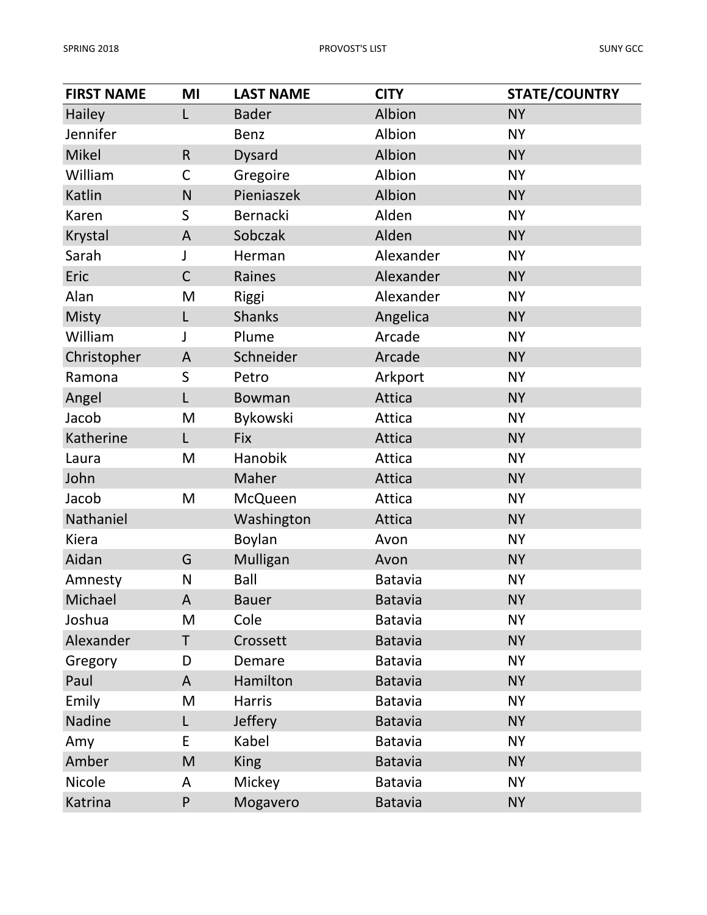| FIRST NAME | MI | LAST NAME | CITY | STATE/COUNTRY |
| --- | --- | --- | --- | --- |
| Hailey | L | Bader | Albion | NY |
| Jennifer | | Benz | Albion | NY |
| Mikel | R | Dysard | Albion | NY |
| William | C | Gregoire | Albion | NY |
| Katlin | N | Pieniaszek | Albion | NY |
| Karen | S | Bernacki | Alden | NY |
| Krystal | A | Sobczak | Alden | NY |
| Sarah | J | Herman | Alexander | NY |
| Eric | C | Raines | Alexander | NY |
| Alan | M | Riggi | Alexander | NY |
| Misty | L | Shanks | Angelica | NY |
| William | J | Plume | Arcade | NY |
| Christopher | A | Schneider | Arcade | NY |
| Ramona | S | Petro | Arkport | NY |
| Angel | L | Bowman | Attica | NY |
| Jacob | M | Bykowski | Attica | NY |
| Katherine | L | Fix | Attica | NY |
| Laura | M | Hanobik | Attica | NY |
| John | | Maher | Attica | NY |
| Jacob | M | McQueen | Attica | NY |
| Nathaniel | | Washington | Attica | NY |
| Kiera | | Boylan | Avon | NY |
| Aidan | G | Mulligan | Avon | NY |
| Amnesty | N | Ball | Batavia | NY |
| Michael | A | Bauer | Batavia | NY |
| Joshua | M | Cole | Batavia | NY |
| Alexander | T | Crossett | Batavia | NY |
| Gregory | D | Demare | Batavia | NY |
| Paul | A | Hamilton | Batavia | NY |
| Emily | M | Harris | Batavia | NY |
| Nadine | L | Jeffery | Batavia | NY |
| Amy | E | Kabel | Batavia | NY |
| Amber | M | King | Batavia | NY |
| Nicole | A | Mickey | Batavia | NY |
| Katrina | P | Mogavero | Batavia | NY |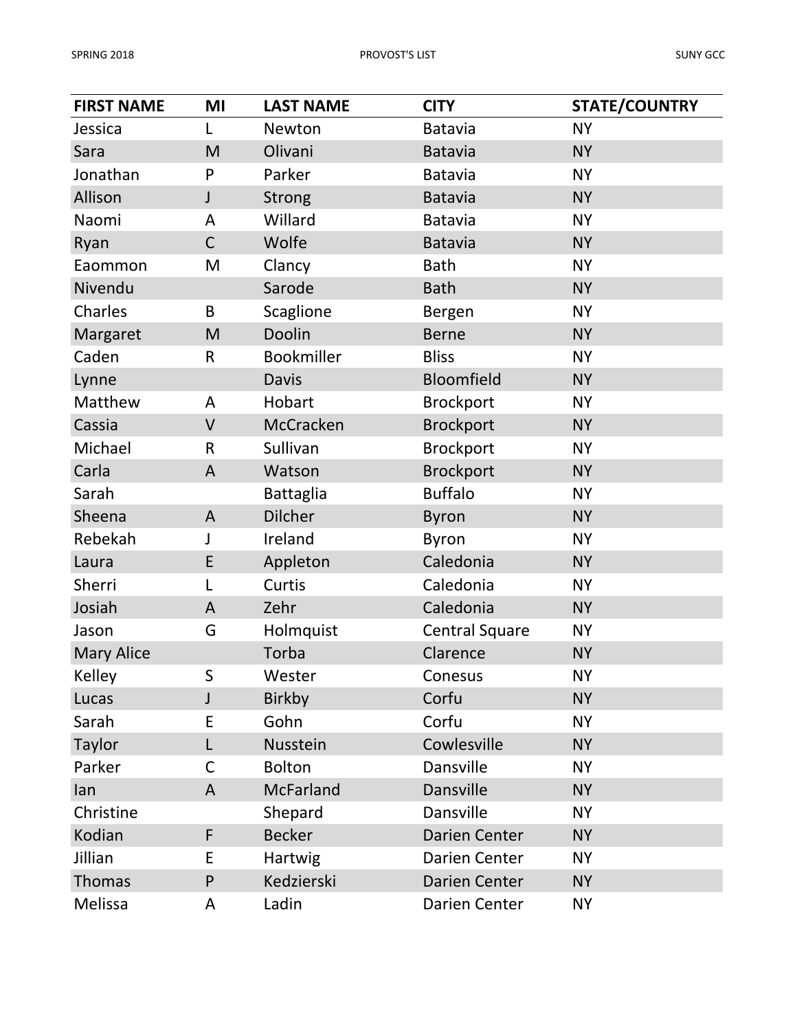| FIRST NAME | MI | LAST NAME | CITY | STATE/COUNTRY |
|---|---|---|---|---|
| Jessica | L | Newton | Batavia | NY |
| Sara | M | Olivani | Batavia | NY |
| Jonathan | P | Parker | Batavia | NY |
| Allison | J | Strong | Batavia | NY |
| Naomi | A | Willard | Batavia | NY |
| Ryan | C | Wolfe | Batavia | NY |
| Eaommon | M | Clancy | Bath | NY |
| Nivendu | | Sarode | Bath | NY |
| Charles | B | Scaglione | Bergen | NY |
| Margaret | M | Doolin | Berne | NY |
| Caden | R | Bookmiller | Bliss | NY |
| Lynne | | Davis | Bloomfield | NY |
| Matthew | A | Hobart | Brockport | NY |
| Cassia | V | McCracken | Brockport | NY |
| Michael | R | Sullivan | Brockport | NY |
| Carla | A | Watson | Brockport | NY |
| Sarah | | Battaglia | Buffalo | NY |
| Sheena | A | Dilcher | Byron | NY |
| Rebekah | J | Ireland | Byron | NY |
| Laura | E | Appleton | Caledonia | NY |
| Sherri | L | Curtis | Caledonia | NY |
| Josiah | A | Zehr | Caledonia | NY |
| Jason | G | Holmquist | Central Square | NY |
| Mary Alice | | Torba | Clarence | NY |
| Kelley | S | Wester | Conesus | NY |
| Lucas | J | Birkby | Corfu | NY |
| Sarah | E | Gohn | Corfu | NY |
| Taylor | L | Nusstein | Cowlesville | NY |
| Parker | C | Bolton | Dansville | NY |
| Ian | A | McFarland | Dansville | NY |
| Christine | | Shepard | Dansville | NY |
| Kodian | F | Becker | Darien Center | NY |
| Jillian | E | Hartwig | Darien Center | NY |
| Thomas | P | Kedzierski | Darien Center | NY |
| Melissa | A | Ladin | Darien Center | NY |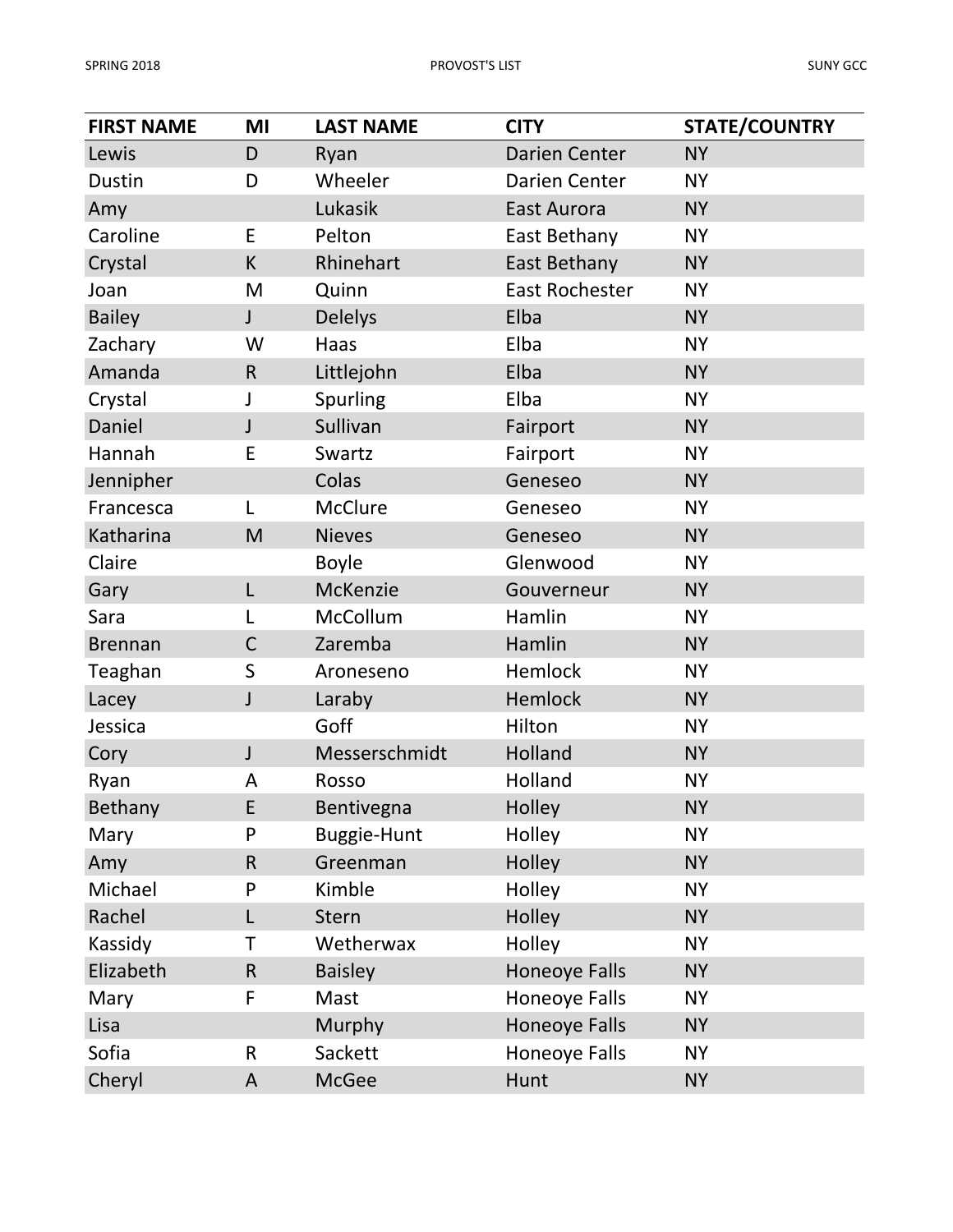| FIRST NAME | MI | LAST NAME | CITY | STATE/COUNTRY |
|---|---|---|---|---|
| Lewis | D | Ryan | Darien Center | NY |
| Dustin | D | Wheeler | Darien Center | NY |
| Amy | | Lukasik | East Aurora | NY |
| Caroline | E | Pelton | East Bethany | NY |
| Crystal | K | Rhinehart | East Bethany | NY |
| Joan | M | Quinn | East Rochester | NY |
| Bailey | J | Delelys | Elba | NY |
| Zachary | W | Haas | Elba | NY |
| Amanda | R | Littlejohn | Elba | NY |
| Crystal | J | Spurling | Elba | NY |
| Daniel | J | Sullivan | Fairport | NY |
| Hannah | E | Swartz | Fairport | NY |
| Jennipher | | Colas | Geneseo | NY |
| Francesca | L | McClure | Geneseo | NY |
| Katharina | M | Nieves | Geneseo | NY |
| Claire | | Boyle | Glenwood | NY |
| Gary | L | McKenzie | Gouverneur | NY |
| Sara | L | McCollum | Hamlin | NY |
| Brennan | C | Zaremba | Hamlin | NY |
| Teaghan | S | Aroneseno | Hemlock | NY |
| Lacey | J | Laraby | Hemlock | NY |
| Jessica | | Goff | Hilton | NY |
| Cory | J | Messerschmidt | Holland | NY |
| Ryan | A | Rosso | Holland | NY |
| Bethany | E | Bentivegna | Holley | NY |
| Mary | P | Buggie-Hunt | Holley | NY |
| Amy | R | Greenman | Holley | NY |
| Michael | P | Kimble | Holley | NY |
| Rachel | L | Stern | Holley | NY |
| Kassidy | T | Wetherwax | Holley | NY |
| Elizabeth | R | Baisley | Honeoye Falls | NY |
| Mary | F | Mast | Honeoye Falls | NY |
| Lisa | | Murphy | Honeoye Falls | NY |
| Sofia | R | Sackett | Honeoye Falls | NY |
| Cheryl | A | McGee | Hunt | NY |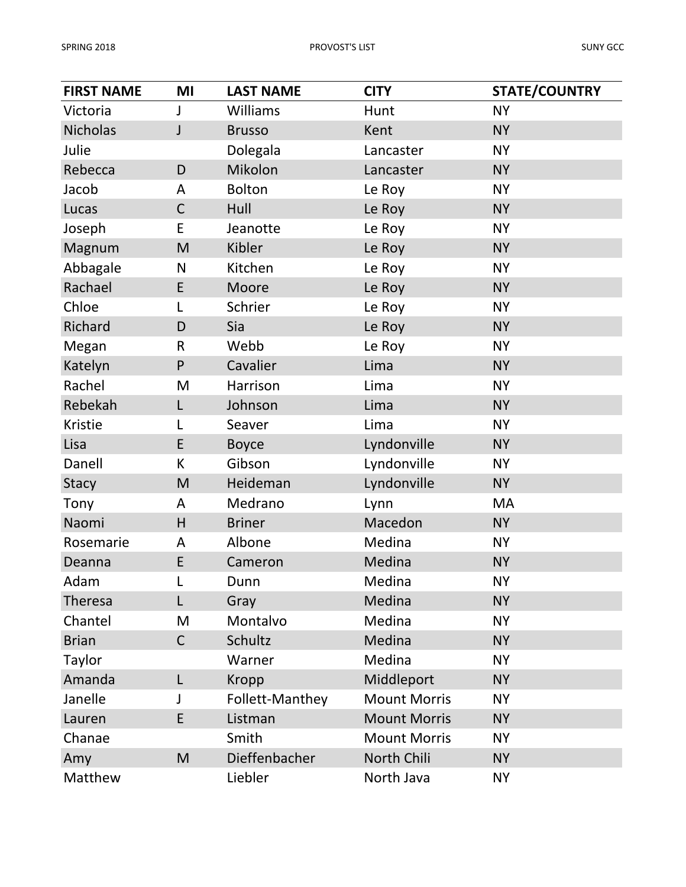| FIRST NAME | MI | LAST NAME | CITY | STATE/COUNTRY |
| --- | --- | --- | --- | --- |
| Victoria | J | Williams | Hunt | NY |
| Nicholas | J | Brusso | Kent | NY |
| Julie | | Dolegala | Lancaster | NY |
| Rebecca | D | Mikolon | Lancaster | NY |
| Jacob | A | Bolton | Le Roy | NY |
| Lucas | C | Hull | Le Roy | NY |
| Joseph | E | Jeanotte | Le Roy | NY |
| Magnum | M | Kibler | Le Roy | NY |
| Abbagale | N | Kitchen | Le Roy | NY |
| Rachael | E | Moore | Le Roy | NY |
| Chloe | L | Schrier | Le Roy | NY |
| Richard | D | Sia | Le Roy | NY |
| Megan | R | Webb | Le Roy | NY |
| Katelyn | P | Cavalier | Lima | NY |
| Rachel | M | Harrison | Lima | NY |
| Rebekah | L | Johnson | Lima | NY |
| Kristie | L | Seaver | Lima | NY |
| Lisa | E | Boyce | Lyndonville | NY |
| Danell | K | Gibson | Lyndonville | NY |
| Stacy | M | Heideman | Lyndonville | NY |
| Tony | A | Medrano | Lynn | MA |
| Naomi | H | Briner | Macedon | NY |
| Rosemarie | A | Albone | Medina | NY |
| Deanna | E | Cameron | Medina | NY |
| Adam | L | Dunn | Medina | NY |
| Theresa | L | Gray | Medina | NY |
| Chantel | M | Montalvo | Medina | NY |
| Brian | C | Schultz | Medina | NY |
| Taylor | | Warner | Medina | NY |
| Amanda | L | Kropp | Middleport | NY |
| Janelle | J | Follett-Manthey | Mount Morris | NY |
| Lauren | E | Listman | Mount Morris | NY |
| Chanae | | Smith | Mount Morris | NY |
| Amy | M | Dieffenbacher | North Chili | NY |
| Matthew | | Liebler | North Java | NY |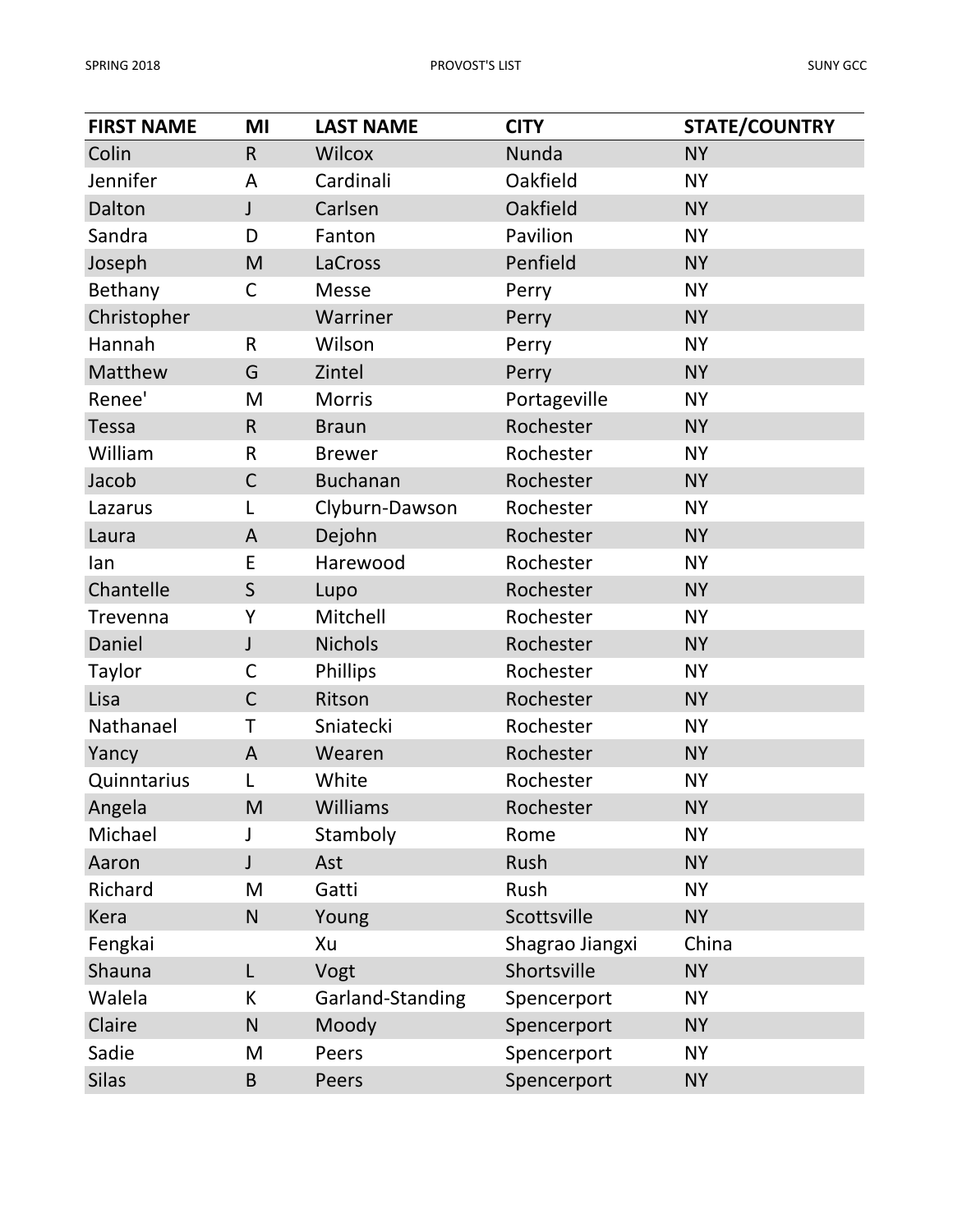| FIRST NAME | MI | LAST NAME | CITY | STATE/COUNTRY |
|---|---|---|---|---|
| Colin | R | Wilcox | Nunda | NY |
| Jennifer | A | Cardinali | Oakfield | NY |
| Dalton | J | Carlsen | Oakfield | NY |
| Sandra | D | Fanton | Pavilion | NY |
| Joseph | M | LaCross | Penfield | NY |
| Bethany | C | Messe | Perry | NY |
| Christopher | | Warriner | Perry | NY |
| Hannah | R | Wilson | Perry | NY |
| Matthew | G | Zintel | Perry | NY |
| Renee' | M | Morris | Portageville | NY |
| Tessa | R | Braun | Rochester | NY |
| William | R | Brewer | Rochester | NY |
| Jacob | C | Buchanan | Rochester | NY |
| Lazarus | L | Clyburn-Dawson | Rochester | NY |
| Laura | A | Dejohn | Rochester | NY |
| Ian | E | Harewood | Rochester | NY |
| Chantelle | S | Lupo | Rochester | NY |
| Trevenna | Y | Mitchell | Rochester | NY |
| Daniel | J | Nichols | Rochester | NY |
| Taylor | C | Phillips | Rochester | NY |
| Lisa | C | Ritson | Rochester | NY |
| Nathanael | T | Sniatecki | Rochester | NY |
| Yancy | A | Wearen | Rochester | NY |
| Quinntarius | L | White | Rochester | NY |
| Angela | M | Williams | Rochester | NY |
| Michael | J | Stamboly | Rome | NY |
| Aaron | J | Ast | Rush | NY |
| Richard | M | Gatti | Rush | NY |
| Kera | N | Young | Scottsville | NY |
| Fengkai | | Xu | Shagrao Jiangxi | China |
| Shauna | L | Vogt | Shortsville | NY |
| Walela | K | Garland-Standing | Spencerport | NY |
| Claire | N | Moody | Spencerport | NY |
| Sadie | M | Peers | Spencerport | NY |
| Silas | B | Peers | Spencerport | NY |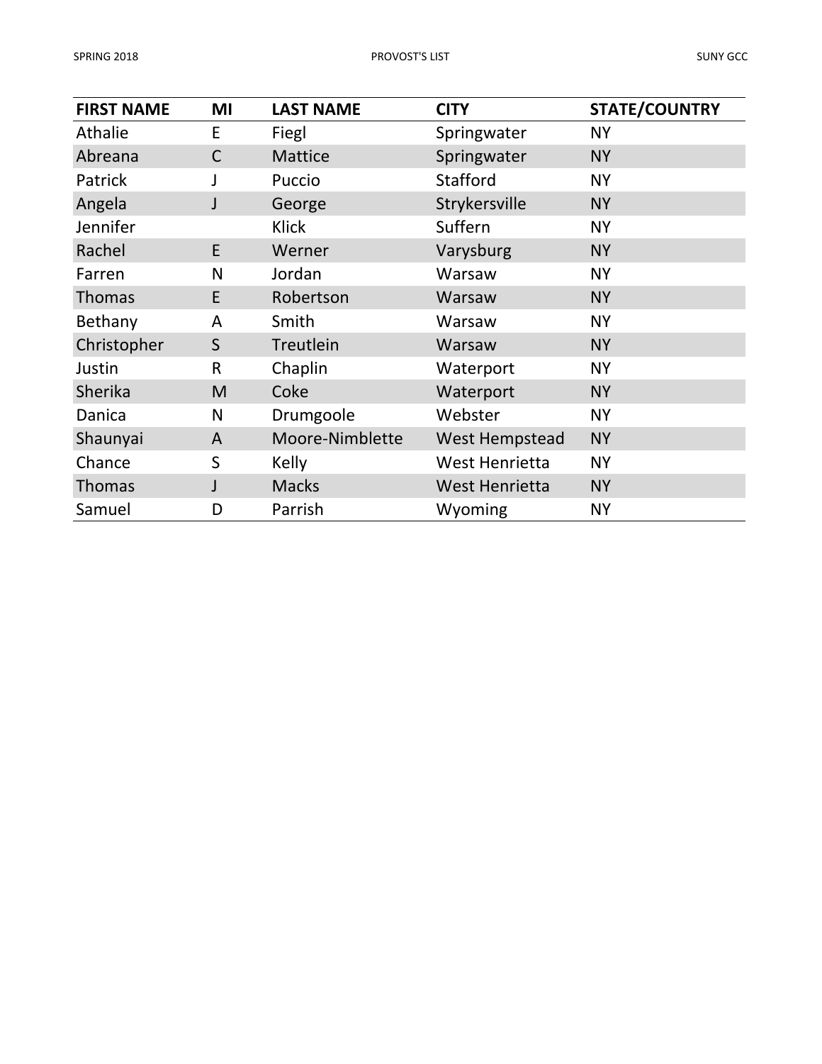| FIRST NAME | MI | LAST NAME | CITY | STATE/COUNTRY |
|---|---|---|---|---|
| Athalie | E | Fiegl | Springwater | NY |
| Abreana | C | Mattice | Springwater | NY |
| Patrick | J | Puccio | Stafford | NY |
| Angela | J | George | Strykersville | NY |
| Jennifer | | Klick | Suffern | NY |
| Rachel | E | Werner | Varysburg | NY |
| Farren | N | Jordan | Warsaw | NY |
| Thomas | E | Robertson | Warsaw | NY |
| Bethany | A | Smith | Warsaw | NY |
| Christopher | S | Treutlein | Warsaw | NY |
| Justin | R | Chaplin | Waterport | NY |
| Sherika | M | Coke | Waterport | NY |
| Danica | N | Drumgoole | Webster | NY |
| Shaunyai | A | Moore-Nimblette | West Hempstead | NY |
| Chance | S | Kelly | West Henrietta | NY |
| Thomas | J | Macks | West Henrietta | NY |
| Samuel | D | Parrish | Wyoming | NY |